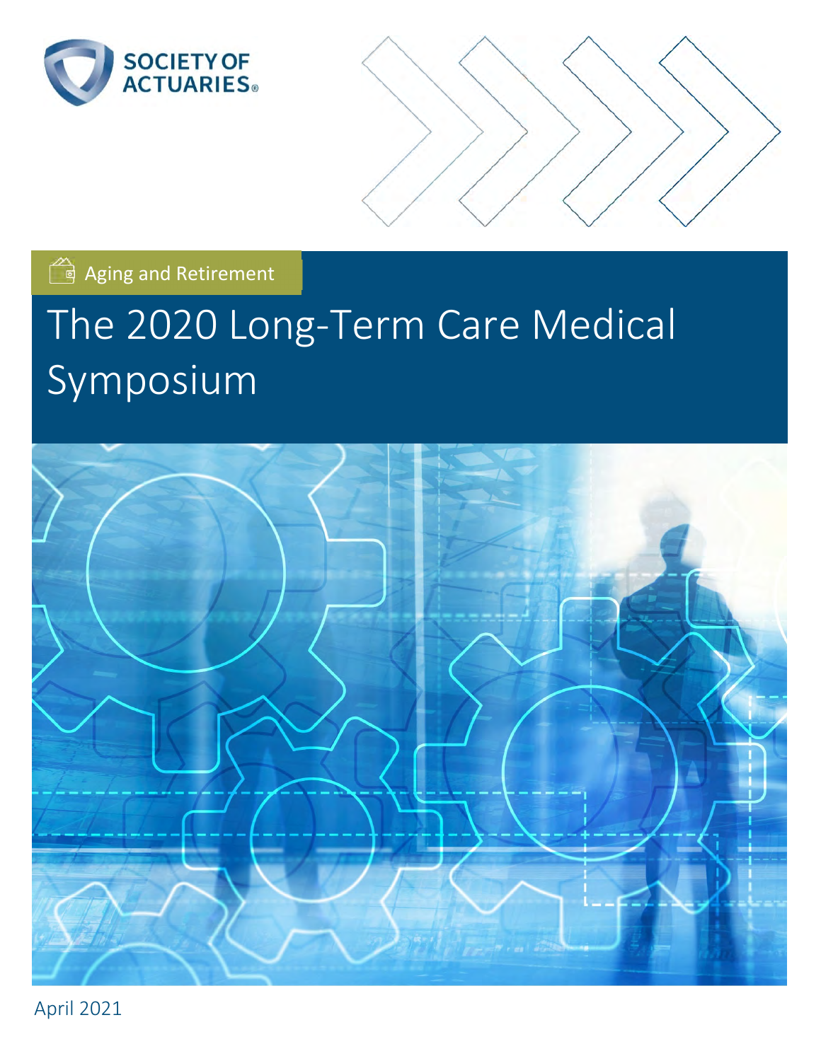SOCIETY OF ACTUARIES

Aging and Retirement

# The 2020 Long-Term Care Medical Symposium

April 2021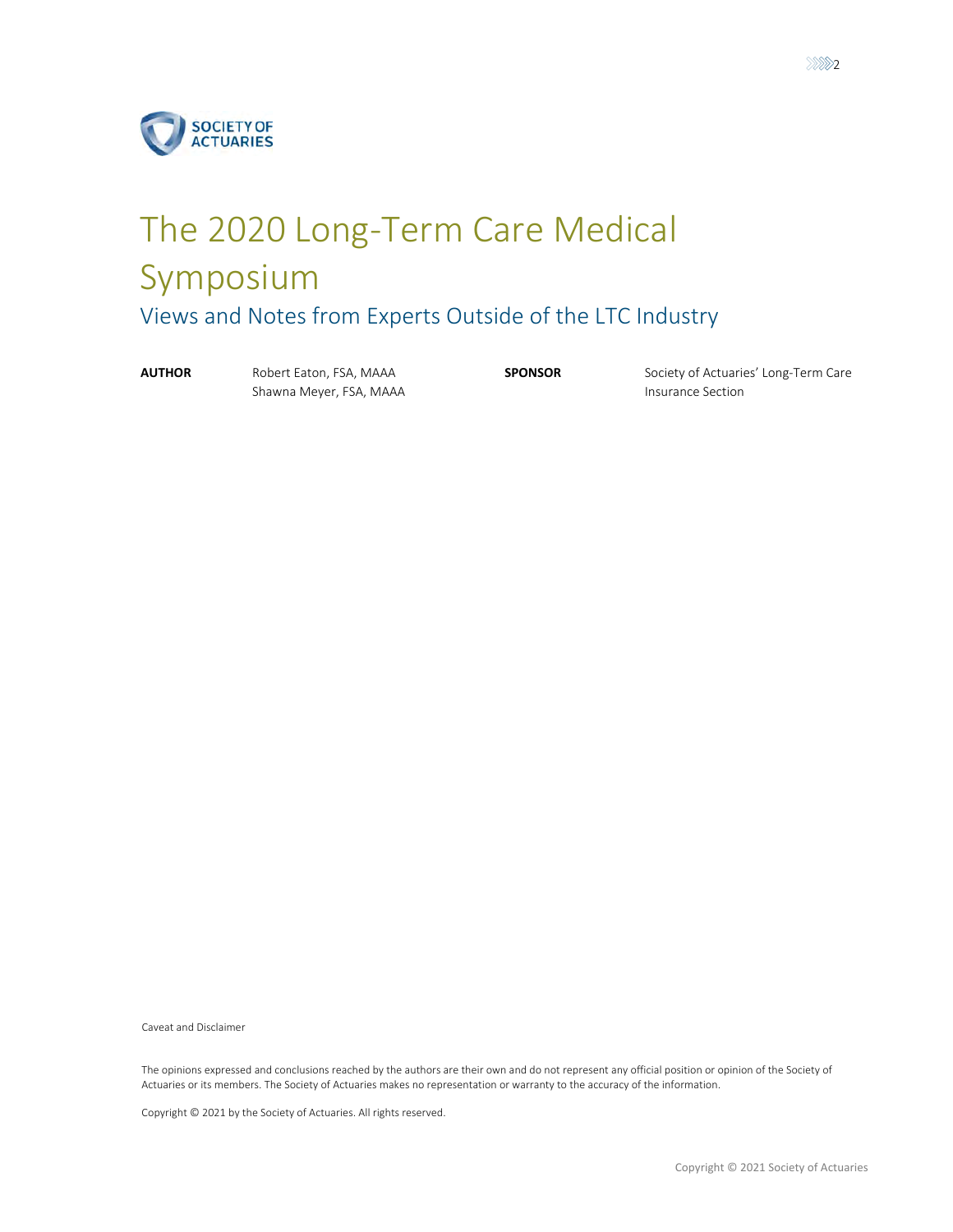# The 2020 Long-Term Care Medical Symposium

## Views and Notes from Experts Outside of the LTC Industry

| **AUTHOR** | Robert Eaton, FSA, MAAA<br>Shawna Meyer, FSA, MAAA | **SPONSOR** | Society of Actuaries' Long-Term Care Insurance Section |
|---|---|---|---|

Caveat and Disclaimer

The opinions expressed and conclusions reached by the authors are their own and do not represent any official position or opinion of the Society of Actuaries or its members. The Society of Actuaries makes no representation or warranty to the accuracy of the information.

Copyright © 2021 by the Society of Actuaries. All rights reserved.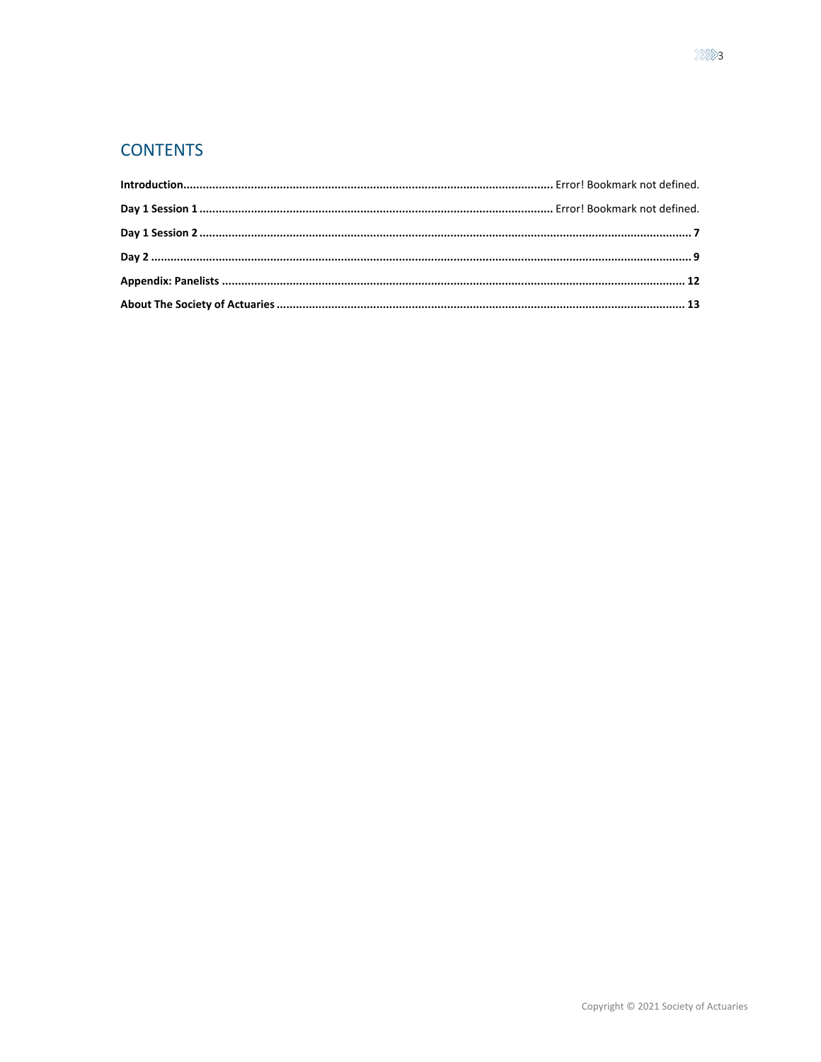## CONTENTS

**Introduction**........................................................................................................... Error! Bookmark not defined.

**Day 1 Session 1** ..................................................................................................... Error! Bookmark not defined.

**Day 1 Session 2** ........................................................................................................................................... 7

**Day 2** ........................................................................................................................................................... 9

**Appendix: Panelists** .................................................................................................................................. 12

**About The Society of Actuaries** ................................................................................................................ 13

Copyright © 2021 Society of Actuaries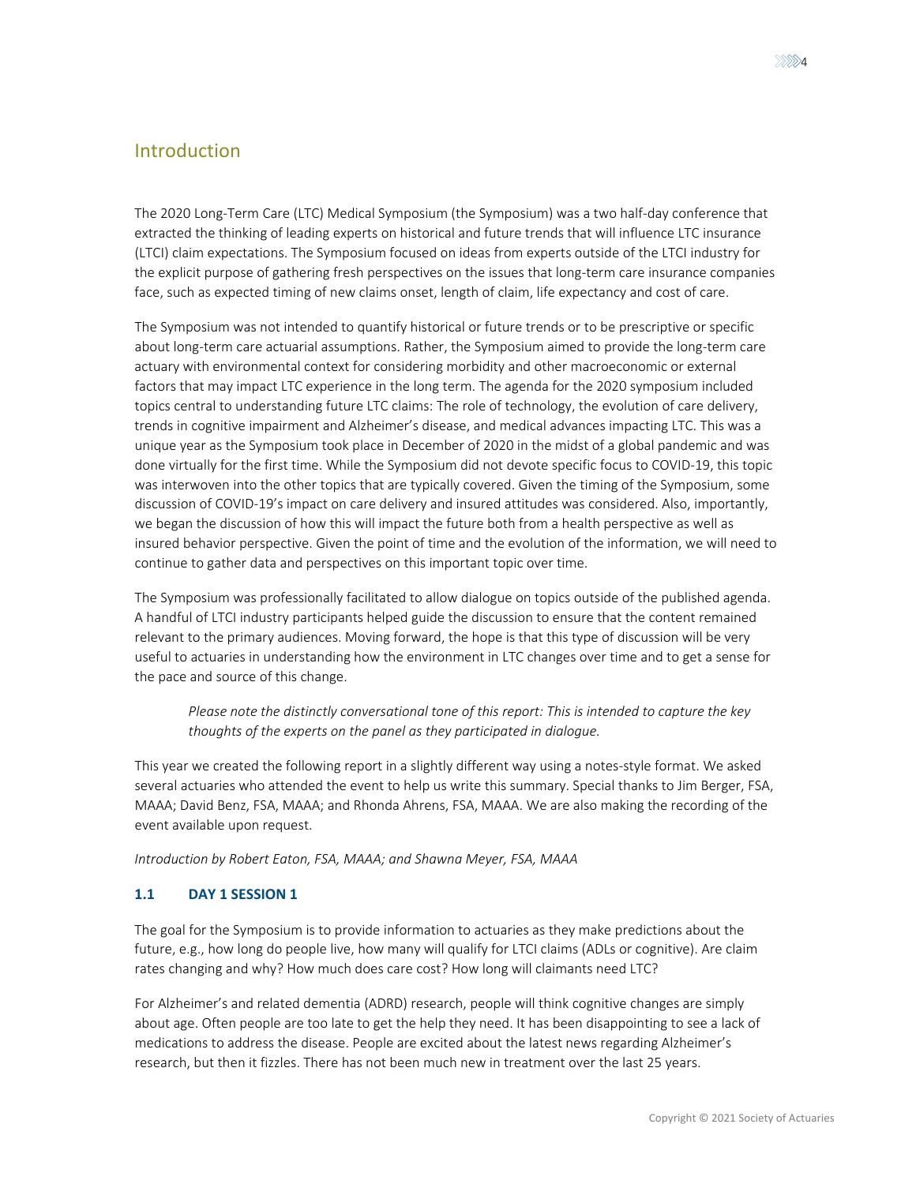# Introduction

The 2020 Long-Term Care (LTC) Medical Symposium (the Symposium) was a two half-day conference that extracted the thinking of leading experts on historical and future trends that will influence LTC insurance (LTCI) claim expectations. The Symposium focused on ideas from experts outside of the LTCI industry for the explicit purpose of gathering fresh perspectives on the issues that long-term care insurance companies face, such as expected timing of new claims onset, length of claim, life expectancy and cost of care.

The Symposium was not intended to quantify historical or future trends or to be prescriptive or specific about long-term care actuarial assumptions. Rather, the Symposium aimed to provide the long-term care actuary with environmental context for considering morbidity and other macroeconomic or external factors that may impact LTC experience in the long term. The agenda for the 2020 symposium included topics central to understanding future LTC claims: The role of technology, the evolution of care delivery, trends in cognitive impairment and Alzheimer's disease, and medical advances impacting LTC. This was a unique year as the Symposium took place in December of 2020 in the midst of a global pandemic and was done virtually for the first time. While the Symposium did not devote specific focus to COVID-19, this topic was interwoven into the other topics that are typically covered. Given the timing of the Symposium, some discussion of COVID-19's impact on care delivery and insured attitudes was considered. Also, importantly, we began the discussion of how this will impact the future both from a health perspective as well as insured behavior perspective. Given the point of time and the evolution of the information, we will need to continue to gather data and perspectives on this important topic over time.

The Symposium was professionally facilitated to allow dialogue on topics outside of the published agenda. A handful of LTCI industry participants helped guide the discussion to ensure that the content remained relevant to the primary audiences. Moving forward, the hope is that this type of discussion will be very useful to actuaries in understanding how the environment in LTC changes over time and to get a sense for the pace and source of this change.

> *Please note the distinctly conversational tone of this report: This is intended to capture the key thoughts of the experts on the panel as they participated in dialogue.*

This year we created the following report in a slightly different way using a notes-style format. We asked several actuaries who attended the event to help us write this summary. Special thanks to Jim Berger, FSA, MAAA; David Benz, FSA, MAAA; and Rhonda Ahrens, FSA, MAAA. We are also making the recording of the event available upon request.

*Introduction by Robert Eaton, FSA, MAAA; and Shawna Meyer, FSA, MAAA*

## 1.1 DAY 1 SESSION 1

The goal for the Symposium is to provide information to actuaries as they make predictions about the future, e.g., how long do people live, how many will qualify for LTCI claims (ADLs or cognitive). Are claim rates changing and why? How much does care cost? How long will claimants need LTC?

For Alzheimer's and related dementia (ADRD) research, people will think cognitive changes are simply about age. Often people are too late to get the help they need. It has been disappointing to see a lack of medications to address the disease. People are excited about the latest news regarding Alzheimer's research, but then it fizzles. There has not been much new in treatment over the last 25 years.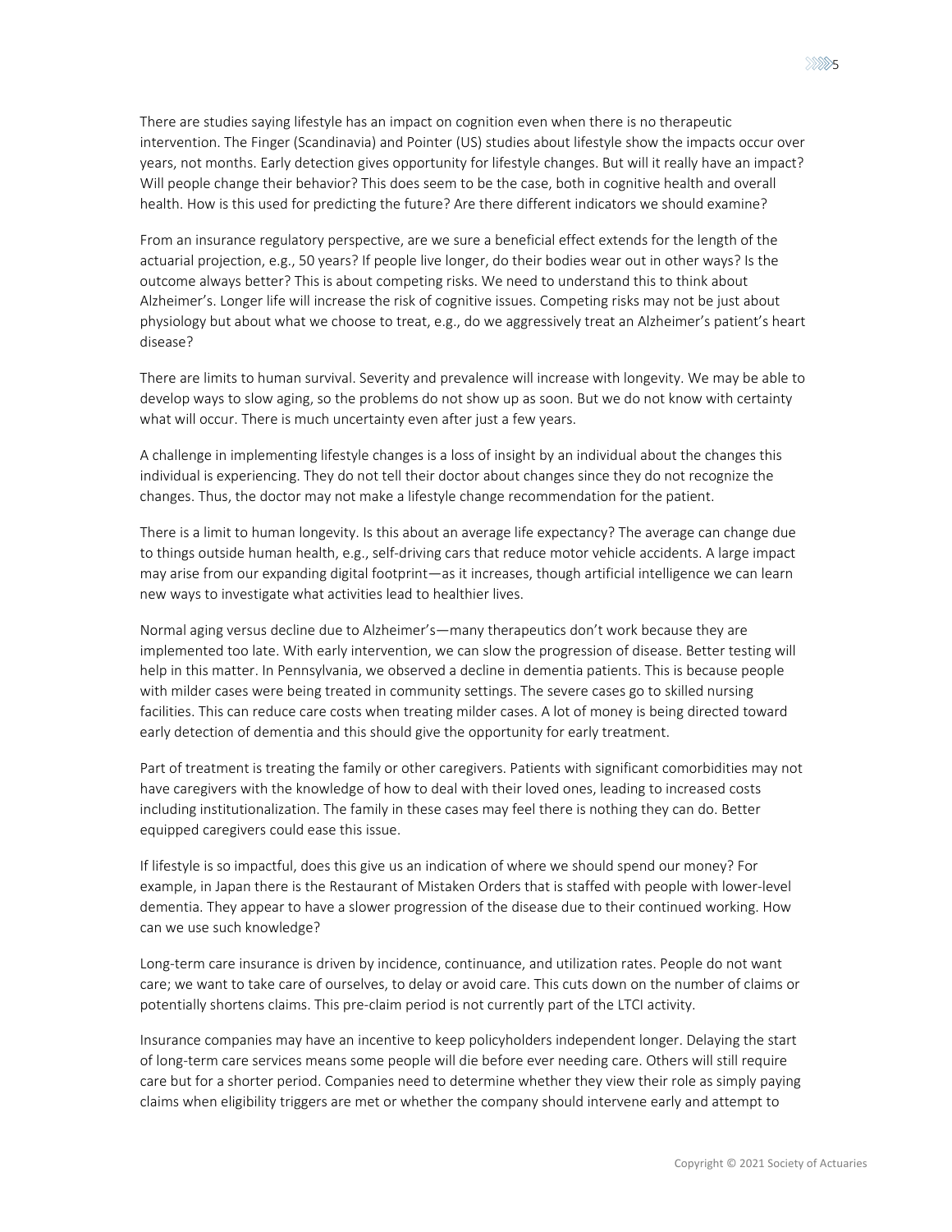There are studies saying lifestyle has an impact on cognition even when there is no therapeutic intervention. The Finger (Scandinavia) and Pointer (US) studies about lifestyle show the impacts occur over years, not months. Early detection gives opportunity for lifestyle changes. But will it really have an impact? Will people change their behavior? This does seem to be the case, both in cognitive health and overall health. How is this used for predicting the future? Are there different indicators we should examine?

From an insurance regulatory perspective, are we sure a beneficial effect extends for the length of the actuarial projection, e.g., 50 years? If people live longer, do their bodies wear out in other ways? Is the outcome always better? This is about competing risks. We need to understand this to think about Alzheimer's. Longer life will increase the risk of cognitive issues. Competing risks may not be just about physiology but about what we choose to treat, e.g., do we aggressively treat an Alzheimer's patient's heart disease?

There are limits to human survival. Severity and prevalence will increase with longevity. We may be able to develop ways to slow aging, so the problems do not show up as soon. But we do not know with certainty what will occur. There is much uncertainty even after just a few years.

A challenge in implementing lifestyle changes is a loss of insight by an individual about the changes this individual is experiencing. They do not tell their doctor about changes since they do not recognize the changes. Thus, the doctor may not make a lifestyle change recommendation for the patient.

There is a limit to human longevity. Is this about an average life expectancy? The average can change due to things outside human health, e.g., self-driving cars that reduce motor vehicle accidents. A large impact may arise from our expanding digital footprint—as it increases, though artificial intelligence we can learn new ways to investigate what activities lead to healthier lives.

Normal aging versus decline due to Alzheimer's—many therapeutics don't work because they are implemented too late. With early intervention, we can slow the progression of disease. Better testing will help in this matter. In Pennsylvania, we observed a decline in dementia patients. This is because people with milder cases were being treated in community settings. The severe cases go to skilled nursing facilities. This can reduce care costs when treating milder cases. A lot of money is being directed toward early detection of dementia and this should give the opportunity for early treatment.

Part of treatment is treating the family or other caregivers. Patients with significant comorbidities may not have caregivers with the knowledge of how to deal with their loved ones, leading to increased costs including institutionalization. The family in these cases may feel there is nothing they can do. Better equipped caregivers could ease this issue.

If lifestyle is so impactful, does this give us an indication of where we should spend our money? For example, in Japan there is the Restaurant of Mistaken Orders that is staffed with people with lower-level dementia. They appear to have a slower progression of the disease due to their continued working. How can we use such knowledge?

Long-term care insurance is driven by incidence, continuance, and utilization rates. People do not want care; we want to take care of ourselves, to delay or avoid care. This cuts down on the number of claims or potentially shortens claims. This pre-claim period is not currently part of the LTCI activity.

Insurance companies may have an incentive to keep policyholders independent longer. Delaying the start of long-term care services means some people will die before ever needing care. Others will still require care but for a shorter period. Companies need to determine whether they view their role as simply paying claims when eligibility triggers are met or whether the company should intervene early and attempt to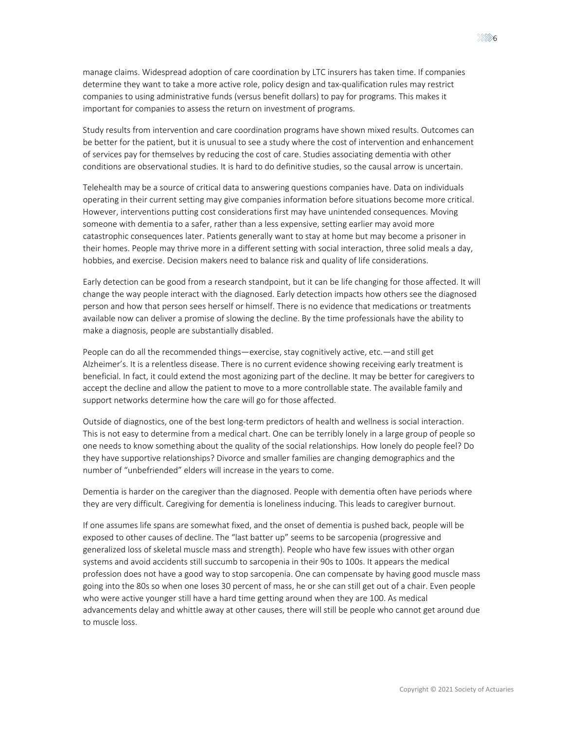manage claims. Widespread adoption of care coordination by LTC insurers has taken time. If companies determine they want to take a more active role, policy design and tax-qualification rules may restrict companies to using administrative funds (versus benefit dollars) to pay for programs. This makes it important for companies to assess the return on investment of programs.

Study results from intervention and care coordination programs have shown mixed results. Outcomes can be better for the patient, but it is unusual to see a study where the cost of intervention and enhancement of services pay for themselves by reducing the cost of care. Studies associating dementia with other conditions are observational studies. It is hard to do definitive studies, so the causal arrow is uncertain.

Telehealth may be a source of critical data to answering questions companies have. Data on individuals operating in their current setting may give companies information before situations become more critical. However, interventions putting cost considerations first may have unintended consequences. Moving someone with dementia to a safer, rather than a less expensive, setting earlier may avoid more catastrophic consequences later. Patients generally want to stay at home but may become a prisoner in their homes. People may thrive more in a different setting with social interaction, three solid meals a day, hobbies, and exercise. Decision makers need to balance risk and quality of life considerations.

Early detection can be good from a research standpoint, but it can be life changing for those affected. It will change the way people interact with the diagnosed. Early detection impacts how others see the diagnosed person and how that person sees herself or himself. There is no evidence that medications or treatments available now can deliver a promise of slowing the decline. By the time professionals have the ability to make a diagnosis, people are substantially disabled.

People can do all the recommended things—exercise, stay cognitively active, etc.—and still get Alzheimer's. It is a relentless disease. There is no current evidence showing receiving early treatment is beneficial. In fact, it could extend the most agonizing part of the decline. It may be better for caregivers to accept the decline and allow the patient to move to a more controllable state. The available family and support networks determine how the care will go for those affected.

Outside of diagnostics, one of the best long-term predictors of health and wellness is social interaction. This is not easy to determine from a medical chart. One can be terribly lonely in a large group of people so one needs to know something about the quality of the social relationships. How lonely do people feel? Do they have supportive relationships? Divorce and smaller families are changing demographics and the number of "unbefriended" elders will increase in the years to come.

Dementia is harder on the caregiver than the diagnosed. People with dementia often have periods where they are very difficult. Caregiving for dementia is loneliness inducing. This leads to caregiver burnout.

If one assumes life spans are somewhat fixed, and the onset of dementia is pushed back, people will be exposed to other causes of decline. The "last batter up" seems to be sarcopenia (progressive and generalized loss of skeletal muscle mass and strength). People who have few issues with other organ systems and avoid accidents still succumb to sarcopenia in their 90s to 100s. It appears the medical profession does not have a good way to stop sarcopenia. One can compensate by having good muscle mass going into the 80s so when one loses 30 percent of mass, he or she can still get out of a chair. Even people who were active younger still have a hard time getting around when they are 100. As medical advancements delay and whittle away at other causes, there will still be people who cannot get around due to muscle loss.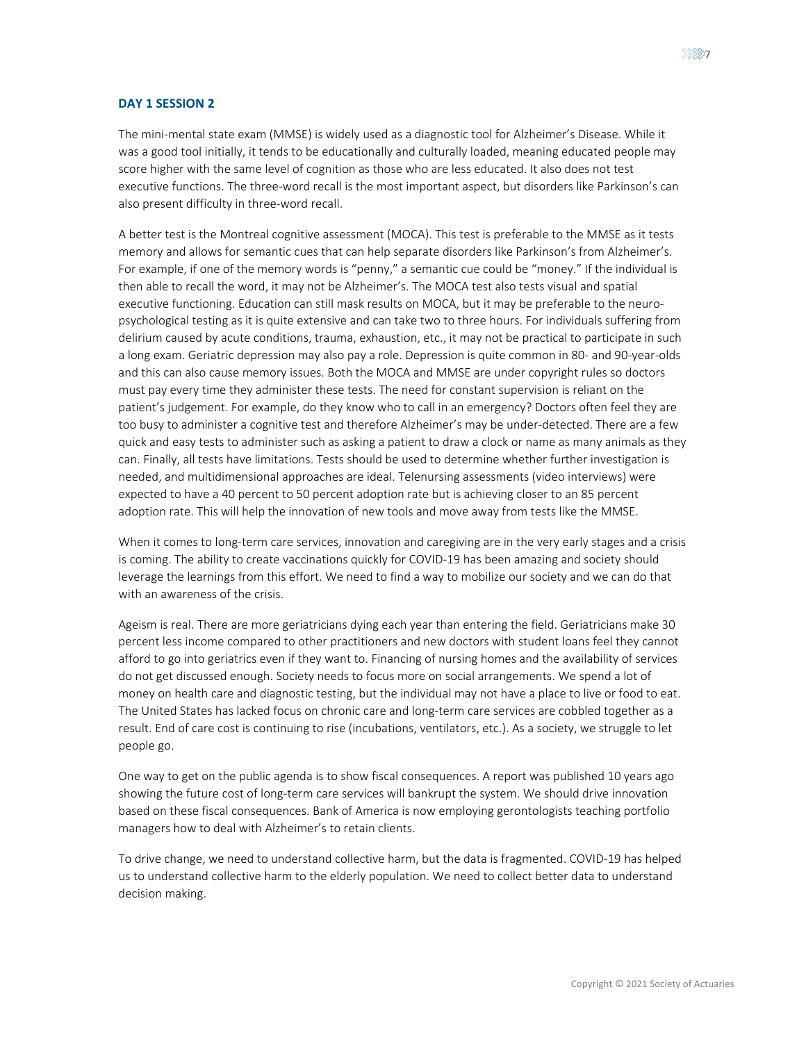**DAY 1 SESSION 2**

The mini-mental state exam (MMSE) is widely used as a diagnostic tool for Alzheimer's Disease. While it was a good tool initially, it tends to be educationally and culturally loaded, meaning educated people may score higher with the same level of cognition as those who are less educated. It also does not test executive functions. The three-word recall is the most important aspect, but disorders like Parkinson's can also present difficulty in three-word recall.

A better test is the Montreal cognitive assessment (MOCA). This test is preferable to the MMSE as it tests memory and allows for semantic cues that can help separate disorders like Parkinson's from Alzheimer's. For example, if one of the memory words is "penny," a semantic cue could be "money." If the individual is then able to recall the word, it may not be Alzheimer's. The MOCA test also tests visual and spatial executive functioning. Education can still mask results on MOCA, but it may be preferable to the neuro-psychological testing as it is quite extensive and can take two to three hours. For individuals suffering from delirium caused by acute conditions, trauma, exhaustion, etc., it may not be practical to participate in such a long exam. Geriatric depression may also pay a role. Depression is quite common in 80- and 90-year-olds and this can also cause memory issues. Both the MOCA and MMSE are under copyright rules so doctors must pay every time they administer these tests. The need for constant supervision is reliant on the patient's judgement. For example, do they know who to call in an emergency? Doctors often feel they are too busy to administer a cognitive test and therefore Alzheimer's may be under-detected. There are a few quick and easy tests to administer such as asking a patient to draw a clock or name as many animals as they can. Finally, all tests have limitations. Tests should be used to determine whether further investigation is needed, and multidimensional approaches are ideal. Telenursing assessments (video interviews) were expected to have a 40 percent to 50 percent adoption rate but is achieving closer to an 85 percent adoption rate. This will help the innovation of new tools and move away from tests like the MMSE.

When it comes to long-term care services, innovation and caregiving are in the very early stages and a crisis is coming. The ability to create vaccinations quickly for COVID-19 has been amazing and society should leverage the learnings from this effort. We need to find a way to mobilize our society and we can do that with an awareness of the crisis.

Ageism is real. There are more geriatricians dying each year than entering the field. Geriatricians make 30 percent less income compared to other practitioners and new doctors with student loans feel they cannot afford to go into geriatrics even if they want to. Financing of nursing homes and the availability of services do not get discussed enough. Society needs to focus more on social arrangements. We spend a lot of money on health care and diagnostic testing, but the individual may not have a place to live or food to eat. The United States has lacked focus on chronic care and long-term care services are cobbled together as a result. End of care cost is continuing to rise (incubations, ventilators, etc.). As a society, we struggle to let people go.

One way to get on the public agenda is to show fiscal consequences. A report was published 10 years ago showing the future cost of long-term care services will bankrupt the system. We should drive innovation based on these fiscal consequences. Bank of America is now employing gerontologists teaching portfolio managers how to deal with Alzheimer's to retain clients.

To drive change, we need to understand collective harm, but the data is fragmented. COVID-19 has helped us to understand collective harm to the elderly population. We need to collect better data to understand decision making.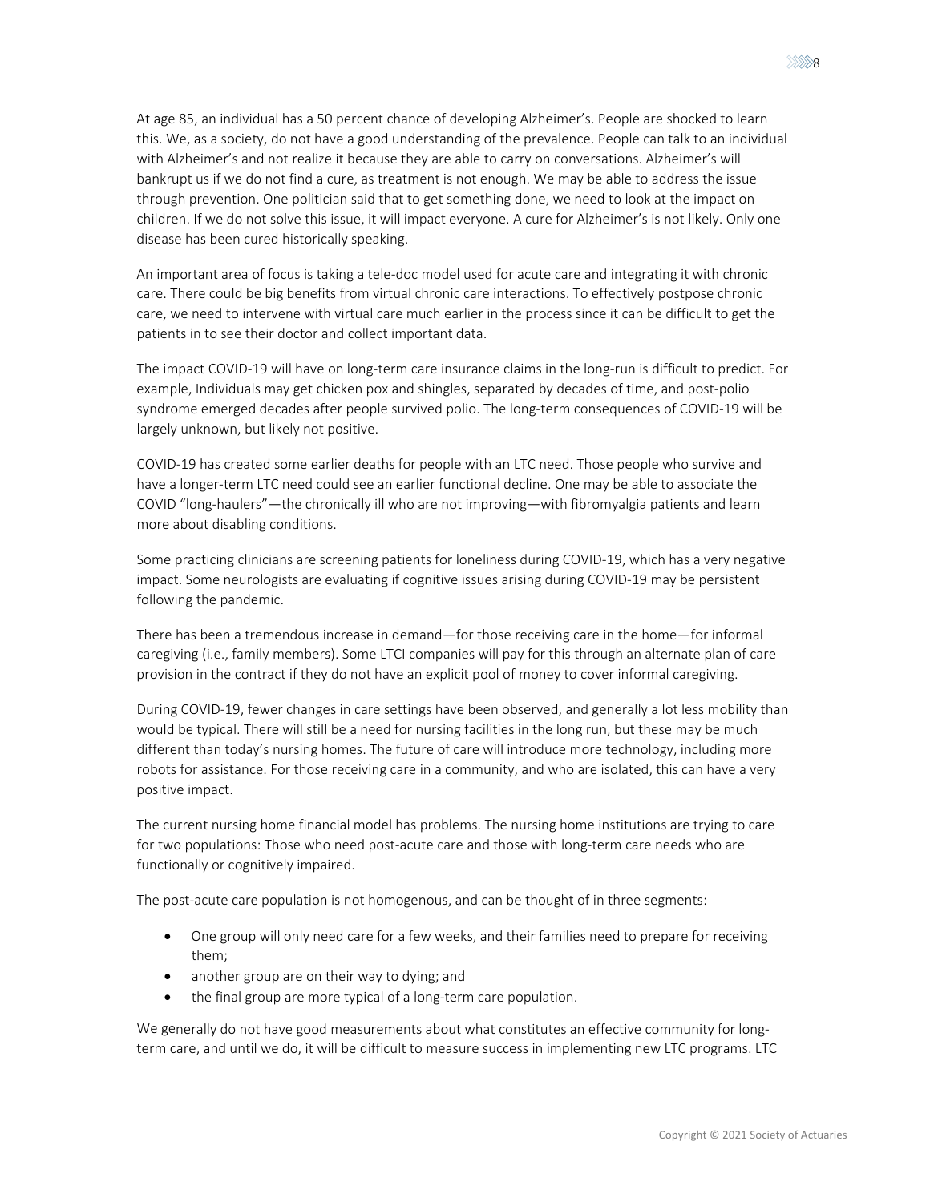At age 85, an individual has a 50 percent chance of developing Alzheimer's. People are shocked to learn this. We, as a society, do not have a good understanding of the prevalence. People can talk to an individual with Alzheimer's and not realize it because they are able to carry on conversations. Alzheimer's will bankrupt us if we do not find a cure, as treatment is not enough. We may be able to address the issue through prevention. One politician said that to get something done, we need to look at the impact on children. If we do not solve this issue, it will impact everyone. A cure for Alzheimer's is not likely. Only one disease has been cured historically speaking.

An important area of focus is taking a tele-doc model used for acute care and integrating it with chronic care. There could be big benefits from virtual chronic care interactions. To effectively postpose chronic care, we need to intervene with virtual care much earlier in the process since it can be difficult to get the patients in to see their doctor and collect important data.

The impact COVID-19 will have on long-term care insurance claims in the long-run is difficult to predict. For example, Individuals may get chicken pox and shingles, separated by decades of time, and post-polio syndrome emerged decades after people survived polio. The long-term consequences of COVID-19 will be largely unknown, but likely not positive.

COVID-19 has created some earlier deaths for people with an LTC need. Those people who survive and have a longer-term LTC need could see an earlier functional decline. One may be able to associate the COVID "long-haulers"—the chronically ill who are not improving—with fibromyalgia patients and learn more about disabling conditions.

Some practicing clinicians are screening patients for loneliness during COVID-19, which has a very negative impact. Some neurologists are evaluating if cognitive issues arising during COVID-19 may be persistent following the pandemic.

There has been a tremendous increase in demand—for those receiving care in the home—for informal caregiving (i.e., family members). Some LTCI companies will pay for this through an alternate plan of care provision in the contract if they do not have an explicit pool of money to cover informal caregiving.

During COVID-19, fewer changes in care settings have been observed, and generally a lot less mobility than would be typical. There will still be a need for nursing facilities in the long run, but these may be much different than today's nursing homes. The future of care will introduce more technology, including more robots for assistance. For those receiving care in a community, and who are isolated, this can have a very positive impact.

The current nursing home financial model has problems. The nursing home institutions are trying to care for two populations: Those who need post-acute care and those with long-term care needs who are functionally or cognitively impaired.

The post-acute care population is not homogenous, and can be thought of in three segments:

- One group will only need care for a few weeks, and their families need to prepare for receiving them;
- another group are on their way to dying; and
- the final group are more typical of a long-term care population.

We generally do not have good measurements about what constitutes an effective community for long-term care, and until we do, it will be difficult to measure success in implementing new LTC programs. LTC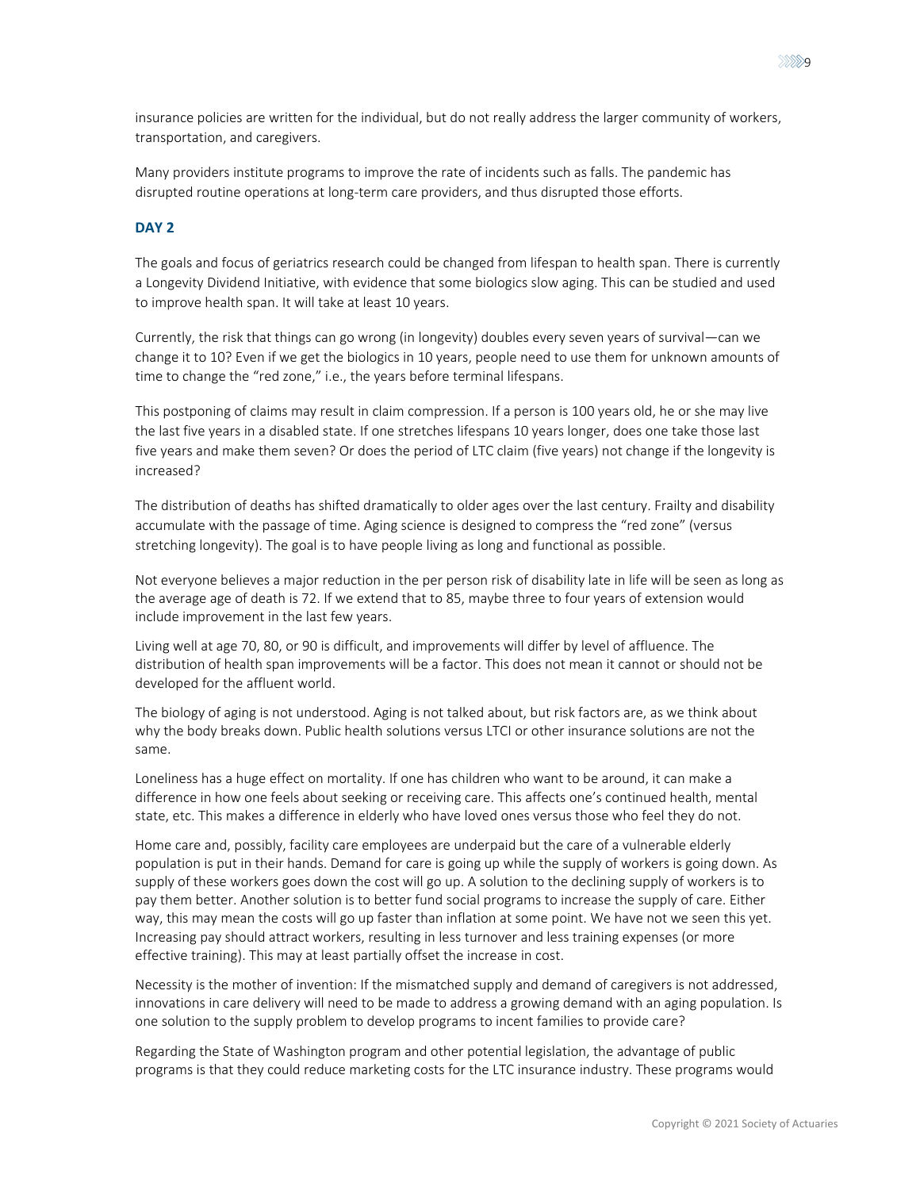insurance policies are written for the individual, but do not really address the larger community of workers, transportation, and caregivers.

Many providers institute programs to improve the rate of incidents such as falls. The pandemic has disrupted routine operations at long-term care providers, and thus disrupted those efforts.

### DAY 2

The goals and focus of geriatrics research could be changed from lifespan to health span. There is currently a Longevity Dividend Initiative, with evidence that some biologics slow aging. This can be studied and used to improve health span. It will take at least 10 years.

Currently, the risk that things can go wrong (in longevity) doubles every seven years of survival—can we change it to 10? Even if we get the biologics in 10 years, people need to use them for unknown amounts of time to change the "red zone," i.e., the years before terminal lifespans.

This postponing of claims may result in claim compression. If a person is 100 years old, he or she may live the last five years in a disabled state. If one stretches lifespans 10 years longer, does one take those last five years and make them seven? Or does the period of LTC claim (five years) not change if the longevity is increased?

The distribution of deaths has shifted dramatically to older ages over the last century. Frailty and disability accumulate with the passage of time. Aging science is designed to compress the "red zone" (versus stretching longevity). The goal is to have people living as long and functional as possible.

Not everyone believes a major reduction in the per person risk of disability late in life will be seen as long as the average age of death is 72. If we extend that to 85, maybe three to four years of extension would include improvement in the last few years.

Living well at age 70, 80, or 90 is difficult, and improvements will differ by level of affluence. The distribution of health span improvements will be a factor. This does not mean it cannot or should not be developed for the affluent world.

The biology of aging is not understood. Aging is not talked about, but risk factors are, as we think about why the body breaks down. Public health solutions versus LTCI or other insurance solutions are not the same.

Loneliness has a huge effect on mortality. If one has children who want to be around, it can make a difference in how one feels about seeking or receiving care. This affects one's continued health, mental state, etc. This makes a difference in elderly who have loved ones versus those who feel they do not.

Home care and, possibly, facility care employees are underpaid but the care of a vulnerable elderly population is put in their hands. Demand for care is going up while the supply of workers is going down. As supply of these workers goes down the cost will go up. A solution to the declining supply of workers is to pay them better. Another solution is to better fund social programs to increase the supply of care. Either way, this may mean the costs will go up faster than inflation at some point. We have not we seen this yet. Increasing pay should attract workers, resulting in less turnover and less training expenses (or more effective training). This may at least partially offset the increase in cost.

Necessity is the mother of invention: If the mismatched supply and demand of caregivers is not addressed, innovations in care delivery will need to be made to address a growing demand with an aging population. Is one solution to the supply problem to develop programs to incent families to provide care?

Regarding the State of Washington program and other potential legislation, the advantage of public programs is that they could reduce marketing costs for the LTC insurance industry. These programs would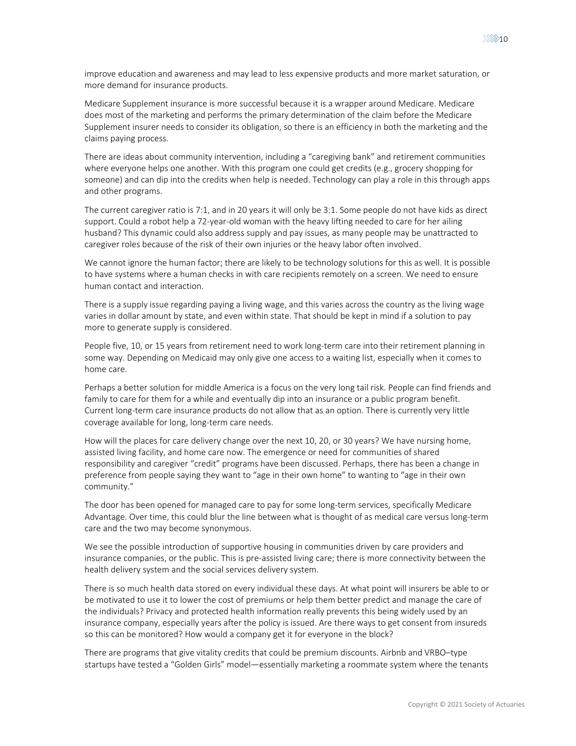improve education and awareness and may lead to less expensive products and more market saturation, or more demand for insurance products.

Medicare Supplement insurance is more successful because it is a wrapper around Medicare. Medicare does most of the marketing and performs the primary determination of the claim before the Medicare Supplement insurer needs to consider its obligation, so there is an efficiency in both the marketing and the claims paying process.

There are ideas about community intervention, including a "caregiving bank" and retirement communities where everyone helps one another. With this program one could get credits (e.g., grocery shopping for someone) and can dip into the credits when help is needed. Technology can play a role in this through apps and other programs.

The current caregiver ratio is 7:1, and in 20 years it will only be 3:1. Some people do not have kids as direct support. Could a robot help a 72-year-old woman with the heavy lifting needed to care for her ailing husband? This dynamic could also address supply and pay issues, as many people may be unattracted to caregiver roles because of the risk of their own injuries or the heavy labor often involved.

We cannot ignore the human factor; there are likely to be technology solutions for this as well. It is possible to have systems where a human checks in with care recipients remotely on a screen. We need to ensure human contact and interaction.

There is a supply issue regarding paying a living wage, and this varies across the country as the living wage varies in dollar amount by state, and even within state. That should be kept in mind if a solution to pay more to generate supply is considered.

People five, 10, or 15 years from retirement need to work long-term care into their retirement planning in some way. Depending on Medicaid may only give one access to a waiting list, especially when it comes to home care.

Perhaps a better solution for middle America is a focus on the very long tail risk. People can find friends and family to care for them for a while and eventually dip into an insurance or a public program benefit. Current long-term care insurance products do not allow that as an option. There is currently very little coverage available for long, long-term care needs.

How will the places for care delivery change over the next 10, 20, or 30 years? We have nursing home, assisted living facility, and home care now. The emergence or need for communities of shared responsibility and caregiver "credit" programs have been discussed. Perhaps, there has been a change in preference from people saying they want to "age in their own home" to wanting to "age in their own community."

The door has been opened for managed care to pay for some long-term services, specifically Medicare Advantage. Over time, this could blur the line between what is thought of as medical care versus long-term care and the two may become synonymous.

We see the possible introduction of supportive housing in communities driven by care providers and insurance companies, or the public. This is pre-assisted living care; there is more connectivity between the health delivery system and the social services delivery system.

There is so much health data stored on every individual these days. At what point will insurers be able to or be motivated to use it to lower the cost of premiums or help them better predict and manage the care of the individuals? Privacy and protected health information really prevents this being widely used by an insurance company, especially years after the policy is issued. Are there ways to get consent from insureds so this can be monitored? How would a company get it for everyone in the block?

There are programs that give vitality credits that could be premium discounts. Airbnb and VRBO–type startups have tested a "Golden Girls" model—essentially marketing a roommate system where the tenants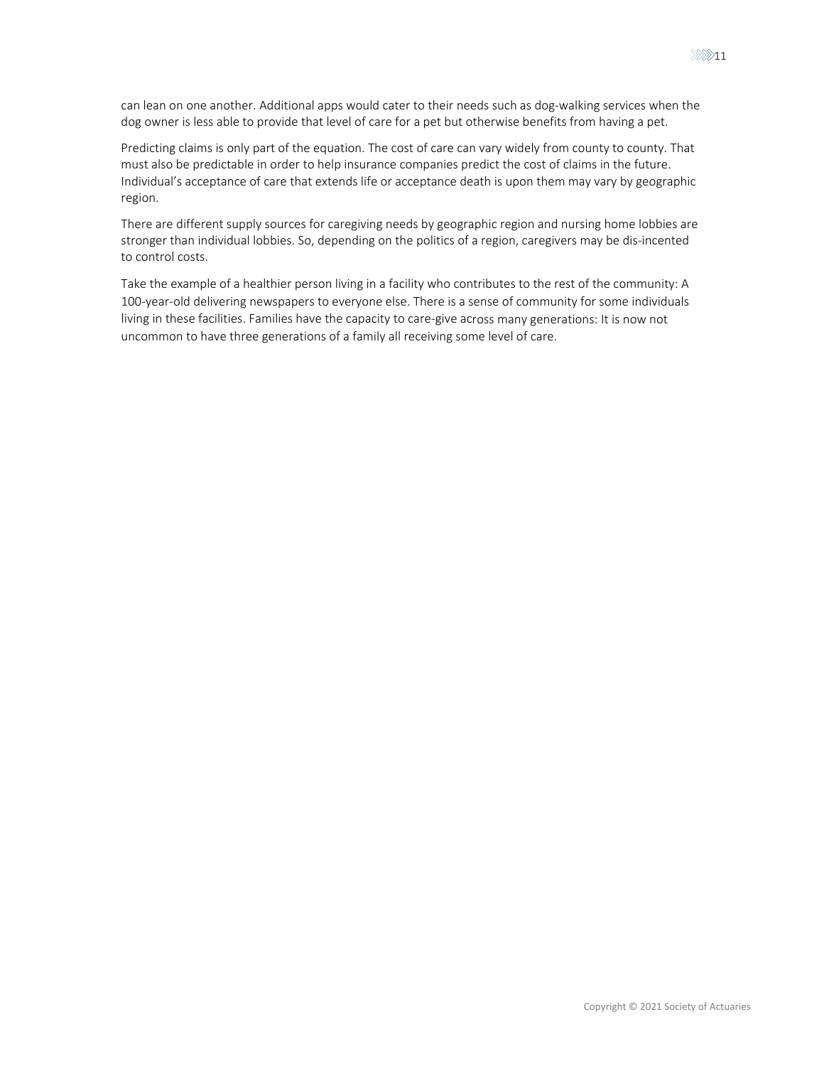can lean on one another. Additional apps would cater to their needs such as dog-walking services when the dog owner is less able to provide that level of care for a pet but otherwise benefits from having a pet.

Predicting claims is only part of the equation. The cost of care can vary widely from county to county. That must also be predictable in order to help insurance companies predict the cost of claims in the future. Individual's acceptance of care that extends life or acceptance death is upon them may vary by geographic region.

There are different supply sources for caregiving needs by geographic region and nursing home lobbies are stronger than individual lobbies. So, depending on the politics of a region, caregivers may be dis-incented to control costs.

Take the example of a healthier person living in a facility who contributes to the rest of the community: A 100-year-old delivering newspapers to everyone else. There is a sense of community for some individuals living in these facilities. Families have the capacity to care-give across many generations: It is now not uncommon to have three generations of a family all receiving some level of care.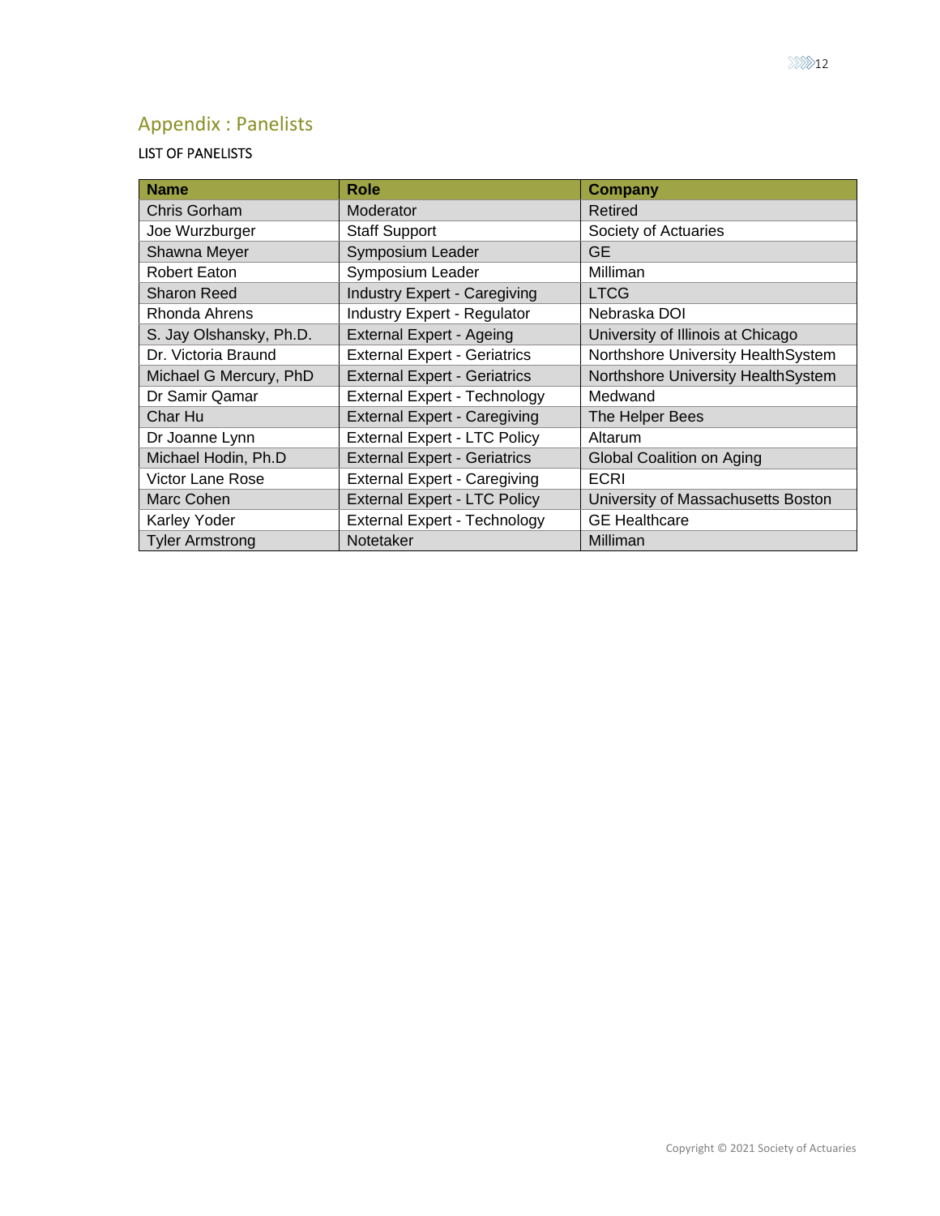## Appendix : Panelists

LIST OF PANELISTS

| Name | Role | Company |
|---|---|---|
| Chris Gorham | Moderator | Retired |
| Joe Wurzburger | Staff Support | Society of Actuaries |
| Shawna Meyer | Symposium Leader | GE |
| Robert Eaton | Symposium Leader | Milliman |
| Sharon Reed | Industry Expert - Caregiving | LTCG |
| Rhonda Ahrens | Industry Expert - Regulator | Nebraska DOI |
| S. Jay Olshansky, Ph.D. | External Expert - Ageing | University of Illinois at Chicago |
| Dr. Victoria Braund | External Expert - Geriatrics | Northshore University HealthSystem |
| Michael G Mercury, PhD | External Expert - Geriatrics | Northshore University HealthSystem |
| Dr Samir Qamar | External Expert - Technology | Medwand |
| Char Hu | External Expert - Caregiving | The Helper Bees |
| Dr Joanne Lynn | External Expert - LTC Policy | Altarum |
| Michael Hodin, Ph.D | External Expert - Geriatrics | Global Coalition on Aging |
| Victor Lane Rose | External Expert - Caregiving | ECRI |
| Marc Cohen | External Expert - LTC Policy | University of Massachusetts Boston |
| Karley Yoder | External Expert - Technology | GE Healthcare |
| Tyler Armstrong | Notetaker | Milliman |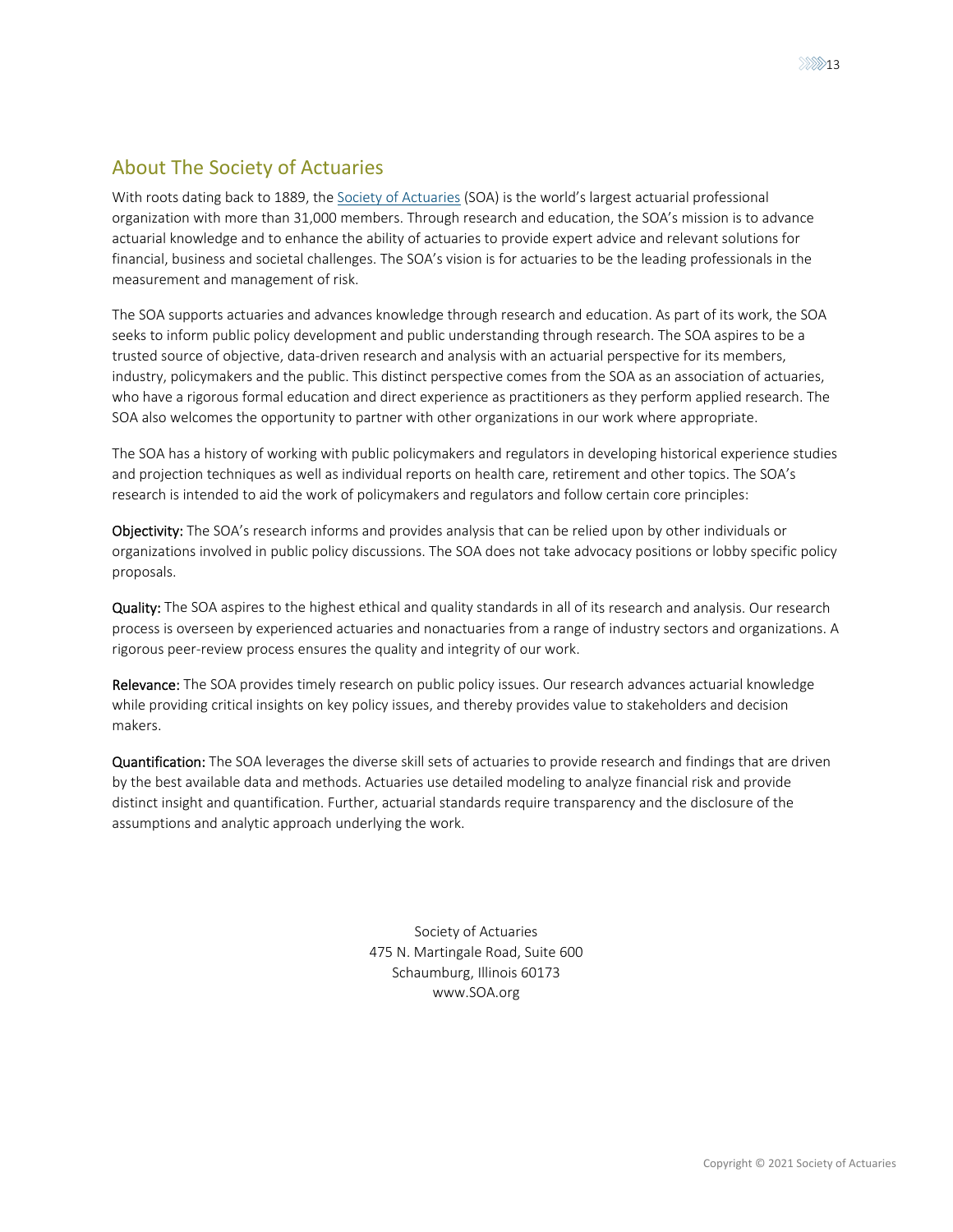## About The Society of Actuaries

With roots dating back to 1889, the Society of Actuaries (SOA) is the world's largest actuarial professional organization with more than 31,000 members. Through research and education, the SOA's mission is to advance actuarial knowledge and to enhance the ability of actuaries to provide expert advice and relevant solutions for financial, business and societal challenges. The SOA's vision is for actuaries to be the leading professionals in the measurement and management of risk.

The SOA supports actuaries and advances knowledge through research and education. As part of its work, the SOA seeks to inform public policy development and public understanding through research. The SOA aspires to be a trusted source of objective, data-driven research and analysis with an actuarial perspective for its members, industry, policymakers and the public. This distinct perspective comes from the SOA as an association of actuaries, who have a rigorous formal education and direct experience as practitioners as they perform applied research. The SOA also welcomes the opportunity to partner with other organizations in our work where appropriate.

The SOA has a history of working with public policymakers and regulators in developing historical experience studies and projection techniques as well as individual reports on health care, retirement and other topics. The SOA's research is intended to aid the work of policymakers and regulators and follow certain core principles:

**Objectivity:** The SOA's research informs and provides analysis that can be relied upon by other individuals or organizations involved in public policy discussions. The SOA does not take advocacy positions or lobby specific policy proposals.

**Quality:** The SOA aspires to the highest ethical and quality standards in all of its research and analysis. Our research process is overseen by experienced actuaries and nonactuaries from a range of industry sectors and organizations. A rigorous peer-review process ensures the quality and integrity of our work.

**Relevance:** The SOA provides timely research on public policy issues. Our research advances actuarial knowledge while providing critical insights on key policy issues, and thereby provides value to stakeholders and decision makers.

**Quantification:** The SOA leverages the diverse skill sets of actuaries to provide research and findings that are driven by the best available data and methods. Actuaries use detailed modeling to analyze financial risk and provide distinct insight and quantification. Further, actuarial standards require transparency and the disclosure of the assumptions and analytic approach underlying the work.

Society of Actuaries
475 N. Martingale Road, Suite 600
Schaumburg, Illinois 60173
www.SOA.org